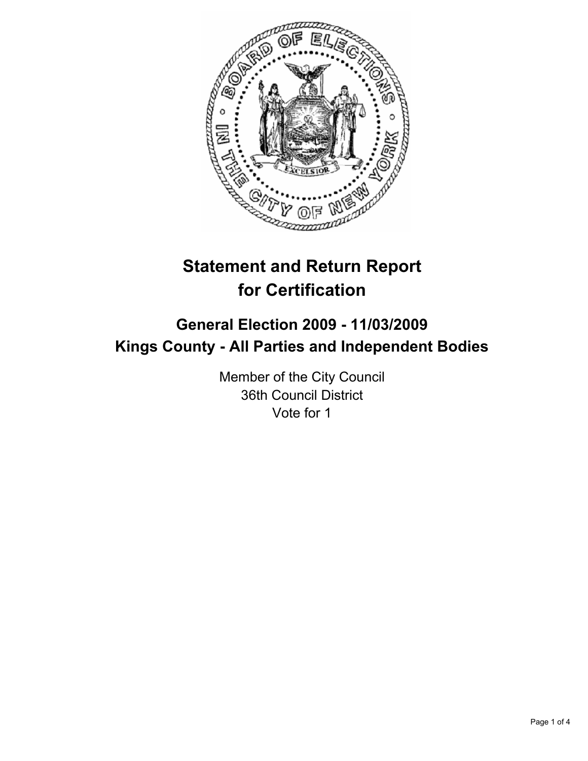# Statement and Return Report for Certification

## General Election 2009 - 11/03/2009
## Kings County - All Parties and Independent Bodies

Member of the City Council
36th Council District
Vote for 1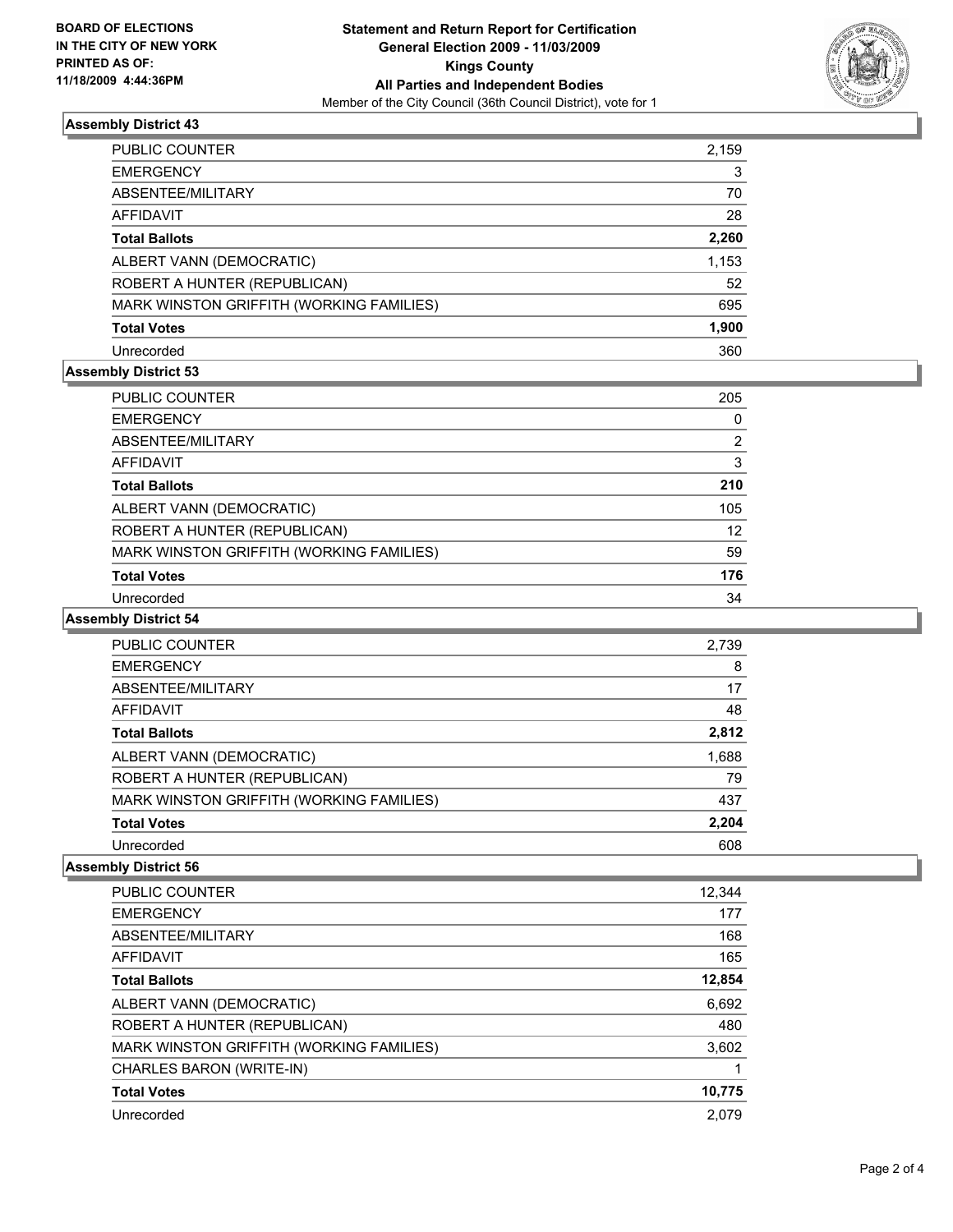**BOARD OF ELECTIONS IN THE CITY OF NEW YORK PRINTED AS OF: 11/18/2009 4:44:36PM**

# Statement and Return Report for Certification
## General Election 2009 - 11/03/2009
## Kings County
## All Parties and Independent Bodies
Member of the City Council (36th Council District), vote for 1

### Assembly District 43

| | |
|---|---|
| PUBLIC COUNTER | 2,159 |
| EMERGENCY | 3 |
| ABSENTEE/MILITARY | 70 |
| AFFIDAVIT | 28 |
| **Total Ballots** | **2,260** |
| ALBERT VANN (DEMOCRATIC) | 1,153 |
| ROBERT A HUNTER (REPUBLICAN) | 52 |
| MARK WINSTON GRIFFITH (WORKING FAMILIES) | 695 |
| **Total Votes** | **1,900** |
| Unrecorded | 360 |

### Assembly District 53

| | |
|---|---|
| PUBLIC COUNTER | 205 |
| EMERGENCY | 0 |
| ABSENTEE/MILITARY | 2 |
| AFFIDAVIT | 3 |
| **Total Ballots** | **210** |
| ALBERT VANN (DEMOCRATIC) | 105 |
| ROBERT A HUNTER (REPUBLICAN) | 12 |
| MARK WINSTON GRIFFITH (WORKING FAMILIES) | 59 |
| **Total Votes** | **176** |
| Unrecorded | 34 |

### Assembly District 54

| | |
|---|---|
| PUBLIC COUNTER | 2,739 |
| EMERGENCY | 8 |
| ABSENTEE/MILITARY | 17 |
| AFFIDAVIT | 48 |
| **Total Ballots** | **2,812** |
| ALBERT VANN (DEMOCRATIC) | 1,688 |
| ROBERT A HUNTER (REPUBLICAN) | 79 |
| MARK WINSTON GRIFFITH (WORKING FAMILIES) | 437 |
| **Total Votes** | **2,204** |
| Unrecorded | 608 |

### Assembly District 56

| | |
|---|---|
| PUBLIC COUNTER | 12,344 |
| EMERGENCY | 177 |
| ABSENTEE/MILITARY | 168 |
| AFFIDAVIT | 165 |
| **Total Ballots** | **12,854** |
| ALBERT VANN (DEMOCRATIC) | 6,692 |
| ROBERT A HUNTER (REPUBLICAN) | 480 |
| MARK WINSTON GRIFFITH (WORKING FAMILIES) | 3,602 |
| CHARLES BARON (WRITE-IN) | 1 |
| **Total Votes** | **10,775** |
| Unrecorded | 2,079 |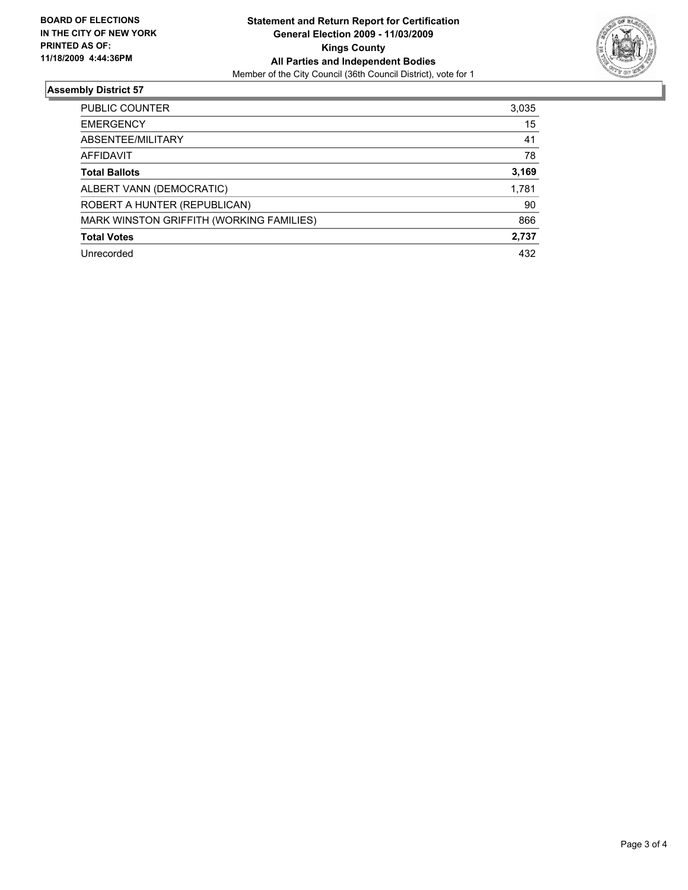**BOARD OF ELECTIONS IN THE CITY OF NEW YORK PRINTED AS OF: 11/18/2009 4:44:36PM**

**Statement and Return Report for Certification**
**General Election 2009 - 11/03/2009**
**Kings County**
**All Parties and Independent Bodies**
Member of the City Council (36th Council District), vote for 1

## Assembly District 57

| | |
|---|---|
| PUBLIC COUNTER | 3,035 |
| EMERGENCY | 15 |
| ABSENTEE/MILITARY | 41 |
| AFFIDAVIT | 78 |
| **Total Ballots** | **3,169** |
| ALBERT VANN (DEMOCRATIC) | 1,781 |
| ROBERT A HUNTER (REPUBLICAN) | 90 |
| MARK WINSTON GRIFFITH (WORKING FAMILIES) | 866 |
| **Total Votes** | **2,737** |
| Unrecorded | 432 |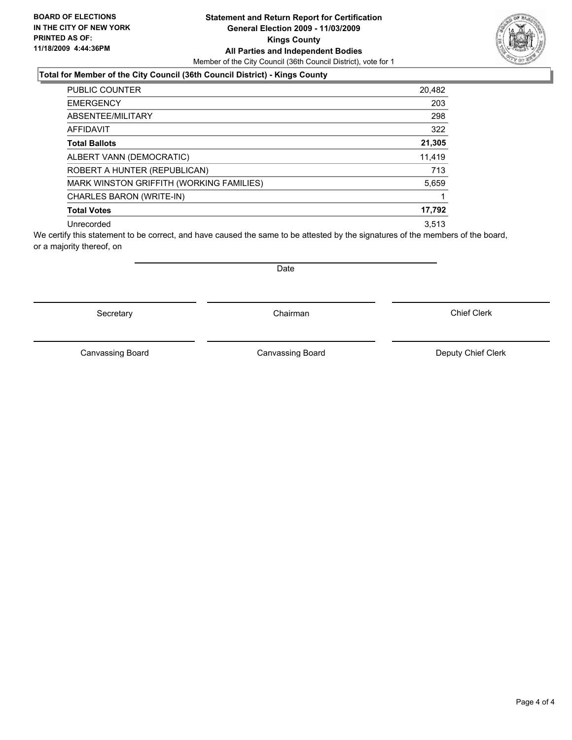**BOARD OF ELECTIONS IN THE CITY OF NEW YORK PRINTED AS OF: 11/18/2009 4:44:36PM**

# Statement and Return Report for Certification
## General Election 2009 - 11/03/2009
## Kings County
## All Parties and Independent Bodies

Member of the City Council (36th Council District), vote for 1

### Total for Member of the City Council (36th Council District) - Kings County

| | |
|---|---|
| PUBLIC COUNTER | 20,482 |
| EMERGENCY | 203 |
| ABSENTEE/MILITARY | 298 |
| AFFIDAVIT | 322 |
| **Total Ballots** | **21,305** |
| ALBERT VANN (DEMOCRATIC) | 11,419 |
| ROBERT A HUNTER (REPUBLICAN) | 713 |
| MARK WINSTON GRIFFITH (WORKING FAMILIES) | 5,659 |
| CHARLES BARON (WRITE-IN) | 1 |
| **Total Votes** | **17,792** |
| Unrecorded | 3,513 |

We certify this statement to be correct, and have caused the same to be attested by the signatures of the members of the board, or a majority thereof, on

Date

Secretary | Chairman | Chief Clerk

Canvassing Board | Canvassing Board | Deputy Chief Clerk